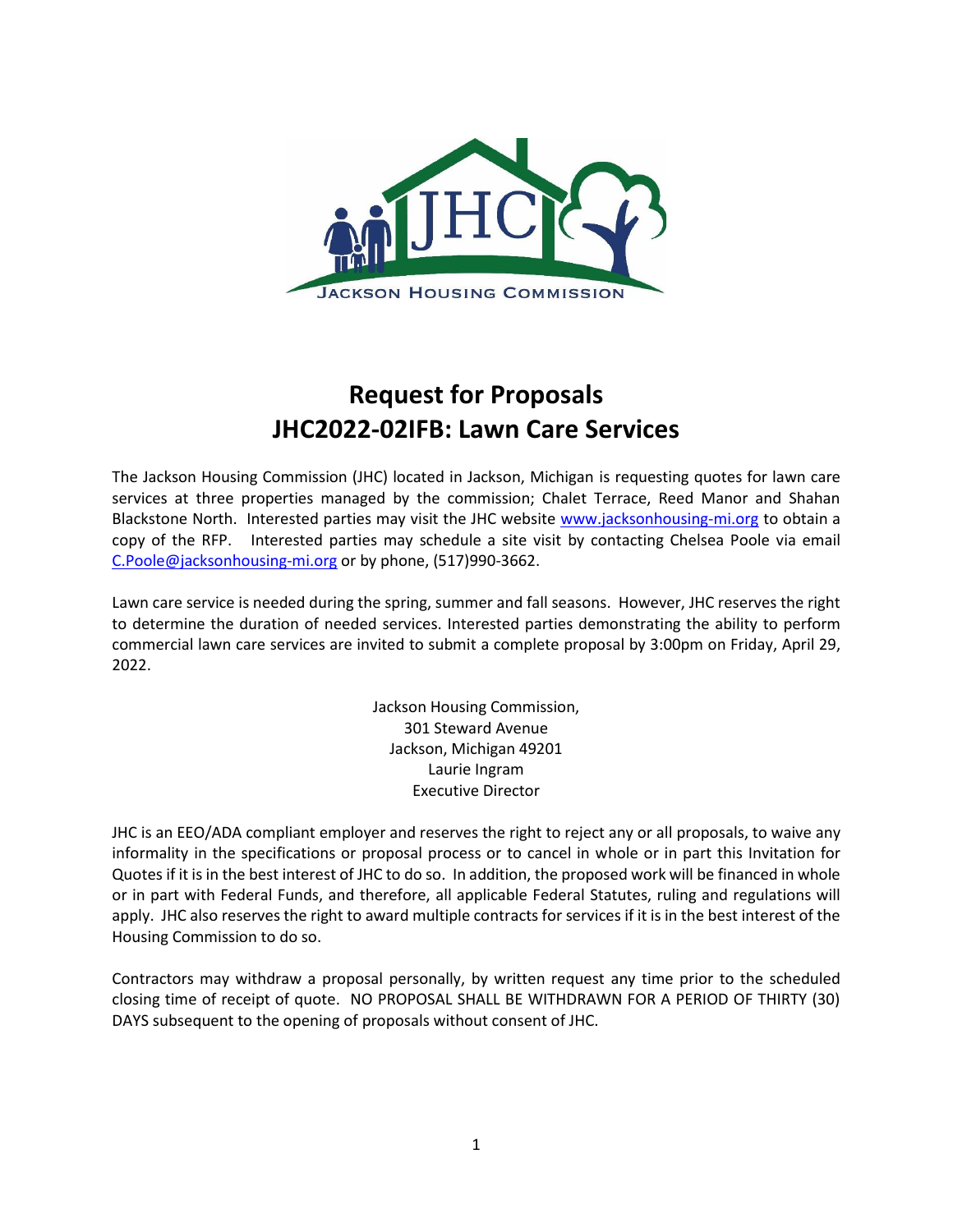JACKSON HOUSING COMMISSION

# Request for Proposals
# JHC2022-02IFB: Lawn Care Services

The Jackson Housing Commission (JHC) located in Jackson, Michigan is requesting quotes for lawn care services at three properties managed by the commission; Chalet Terrace, Reed Manor and Shahan Blackstone North. Interested parties may visit the JHC website www.jacksonhousing-mi.org to obtain a copy of the RFP. Interested parties may schedule a site visit by contacting Chelsea Poole via email C.Poole@jacksonhousing-mi.org or by phone, (517)990-3662.

Lawn care service is needed during the spring, summer and fall seasons. However, JHC reserves the right to determine the duration of needed services. Interested parties demonstrating the ability to perform commercial lawn care services are invited to submit a complete proposal by 3:00pm on Friday, April 29, 2022.

Jackson Housing Commission,
301 Steward Avenue
Jackson, Michigan 49201
Laurie Ingram
Executive Director

JHC is an EEO/ADA compliant employer and reserves the right to reject any or all proposals, to waive any informality in the specifications or proposal process or to cancel in whole or in part this Invitation for Quotes if it is in the best interest of JHC to do so. In addition, the proposed work will be financed in whole or in part with Federal Funds, and therefore, all applicable Federal Statutes, ruling and regulations will apply. JHC also reserves the right to award multiple contracts for services if it is in the best interest of the Housing Commission to do so.

Contractors may withdraw a proposal personally, by written request any time prior to the scheduled closing time of receipt of quote. NO PROPOSAL SHALL BE WITHDRAWN FOR A PERIOD OF THIRTY (30) DAYS subsequent to the opening of proposals without consent of JHC.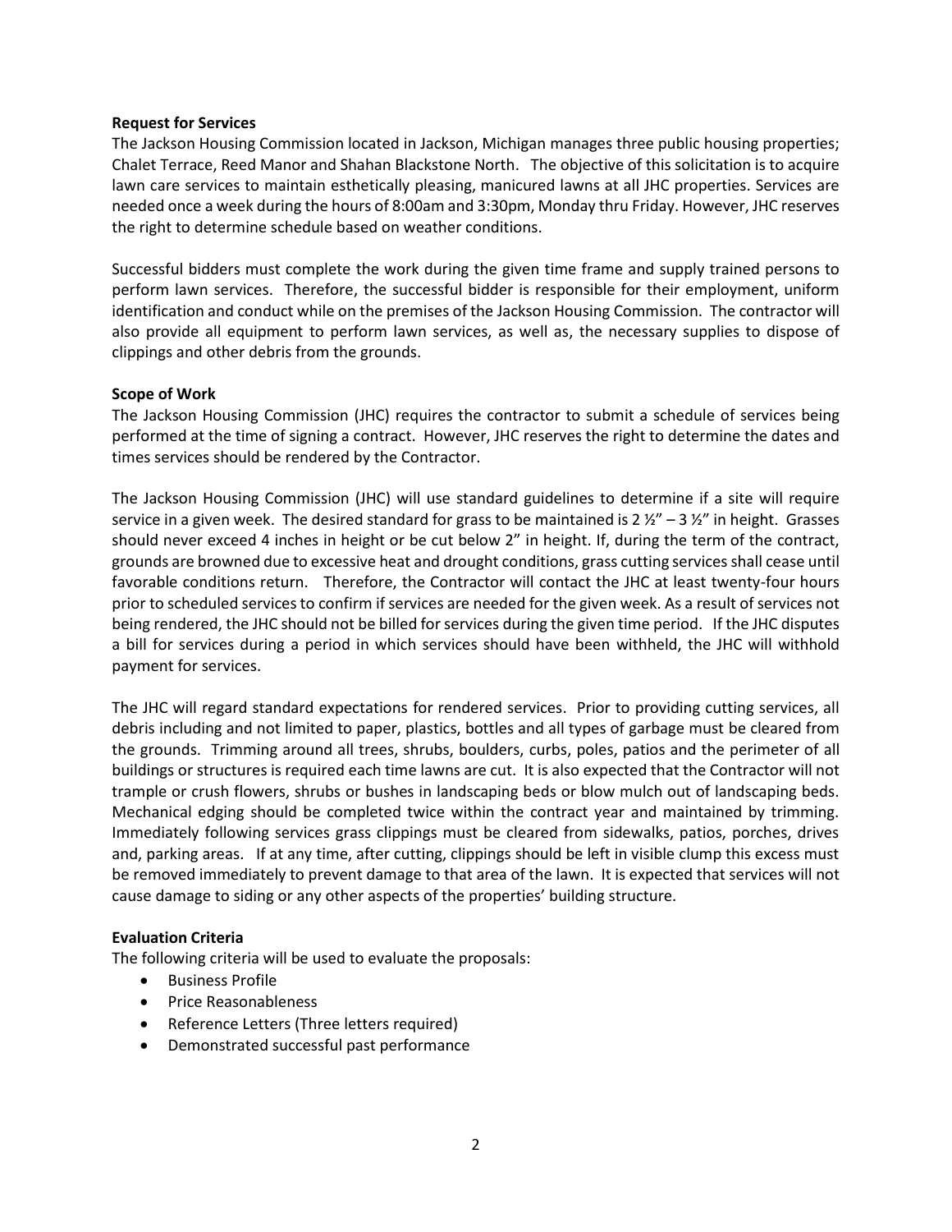**Request for Services**

The Jackson Housing Commission located in Jackson, Michigan manages three public housing properties; Chalet Terrace, Reed Manor and Shahan Blackstone North. The objective of this solicitation is to acquire lawn care services to maintain esthetically pleasing, manicured lawns at all JHC properties. Services are needed once a week during the hours of 8:00am and 3:30pm, Monday thru Friday. However, JHC reserves the right to determine schedule based on weather conditions.

Successful bidders must complete the work during the given time frame and supply trained persons to perform lawn services. Therefore, the successful bidder is responsible for their employment, uniform identification and conduct while on the premises of the Jackson Housing Commission. The contractor will also provide all equipment to perform lawn services, as well as, the necessary supplies to dispose of clippings and other debris from the grounds.

**Scope of Work**

The Jackson Housing Commission (JHC) requires the contractor to submit a schedule of services being performed at the time of signing a contract. However, JHC reserves the right to determine the dates and times services should be rendered by the Contractor.

The Jackson Housing Commission (JHC) will use standard guidelines to determine if a site will require service in a given week. The desired standard for grass to be maintained is 2 ½" – 3 ½" in height. Grasses should never exceed 4 inches in height or be cut below 2" in height. If, during the term of the contract, grounds are browned due to excessive heat and drought conditions, grass cutting services shall cease until favorable conditions return. Therefore, the Contractor will contact the JHC at least twenty-four hours prior to scheduled services to confirm if services are needed for the given week. As a result of services not being rendered, the JHC should not be billed for services during the given time period. If the JHC disputes a bill for services during a period in which services should have been withheld, the JHC will withhold payment for services.

The JHC will regard standard expectations for rendered services. Prior to providing cutting services, all debris including and not limited to paper, plastics, bottles and all types of garbage must be cleared from the grounds. Trimming around all trees, shrubs, boulders, curbs, poles, patios and the perimeter of all buildings or structures is required each time lawns are cut. It is also expected that the Contractor will not trample or crush flowers, shrubs or bushes in landscaping beds or blow mulch out of landscaping beds. Mechanical edging should be completed twice within the contract year and maintained by trimming. Immediately following services grass clippings must be cleared from sidewalks, patios, porches, drives and, parking areas. If at any time, after cutting, clippings should be left in visible clump this excess must be removed immediately to prevent damage to that area of the lawn. It is expected that services will not cause damage to siding or any other aspects of the properties' building structure.

**Evaluation Criteria**

The following criteria will be used to evaluate the proposals:

- Business Profile
- Price Reasonableness
- Reference Letters (Three letters required)
- Demonstrated successful past performance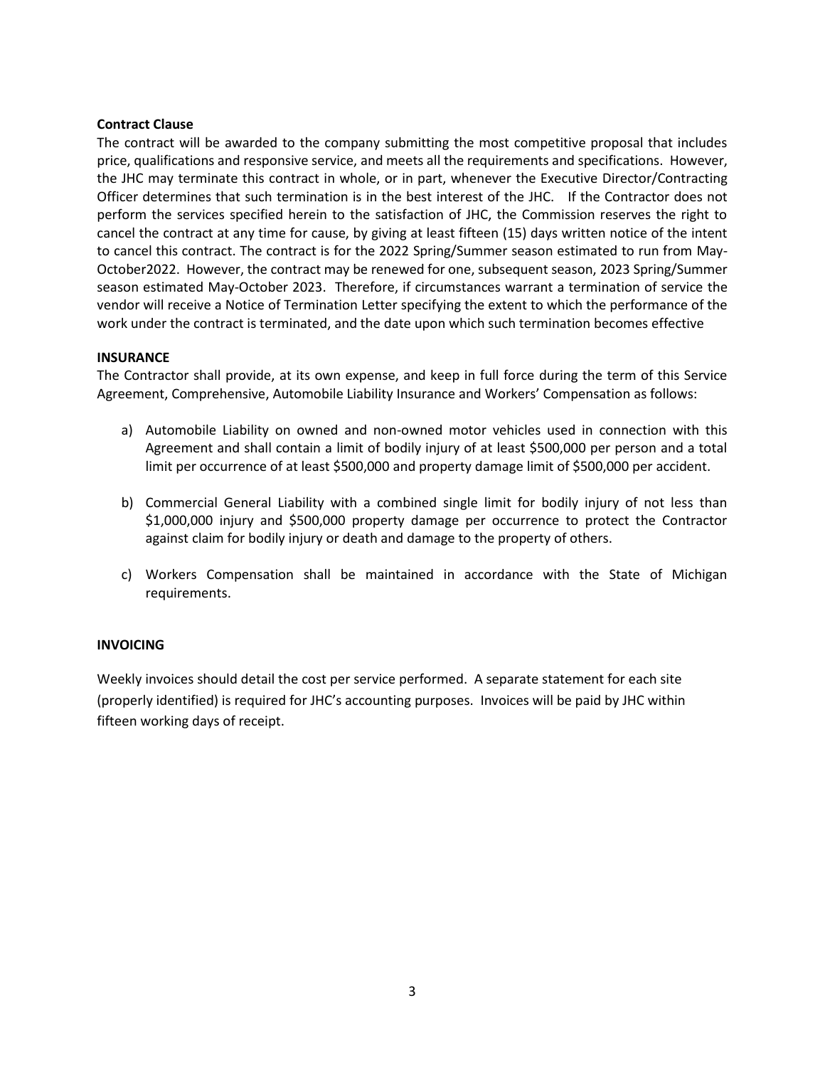**Contract Clause**

The contract will be awarded to the company submitting the most competitive proposal that includes price, qualifications and responsive service, and meets all the requirements and specifications. However, the JHC may terminate this contract in whole, or in part, whenever the Executive Director/Contracting Officer determines that such termination is in the best interest of the JHC. If the Contractor does not perform the services specified herein to the satisfaction of JHC, the Commission reserves the right to cancel the contract at any time for cause, by giving at least fifteen (15) days written notice of the intent to cancel this contract. The contract is for the 2022 Spring/Summer season estimated to run from May-October2022. However, the contract may be renewed for one, subsequent season, 2023 Spring/Summer season estimated May-October 2023. Therefore, if circumstances warrant a termination of service the vendor will receive a Notice of Termination Letter specifying the extent to which the performance of the work under the contract is terminated, and the date upon which such termination becomes effective

**INSURANCE**

The Contractor shall provide, at its own expense, and keep in full force during the term of this Service Agreement, Comprehensive, Automobile Liability Insurance and Workers' Compensation as follows:

a) Automobile Liability on owned and non-owned motor vehicles used in connection with this Agreement and shall contain a limit of bodily injury of at least $500,000 per person and a total limit per occurrence of at least $500,000 and property damage limit of $500,000 per accident.

b) Commercial General Liability with a combined single limit for bodily injury of not less than $1,000,000 injury and $500,000 property damage per occurrence to protect the Contractor against claim for bodily injury or death and damage to the property of others.

c) Workers Compensation shall be maintained in accordance with the State of Michigan requirements.

**INVOICING**

Weekly invoices should detail the cost per service performed. A separate statement for each site (properly identified) is required for JHC's accounting purposes. Invoices will be paid by JHC within fifteen working days of receipt.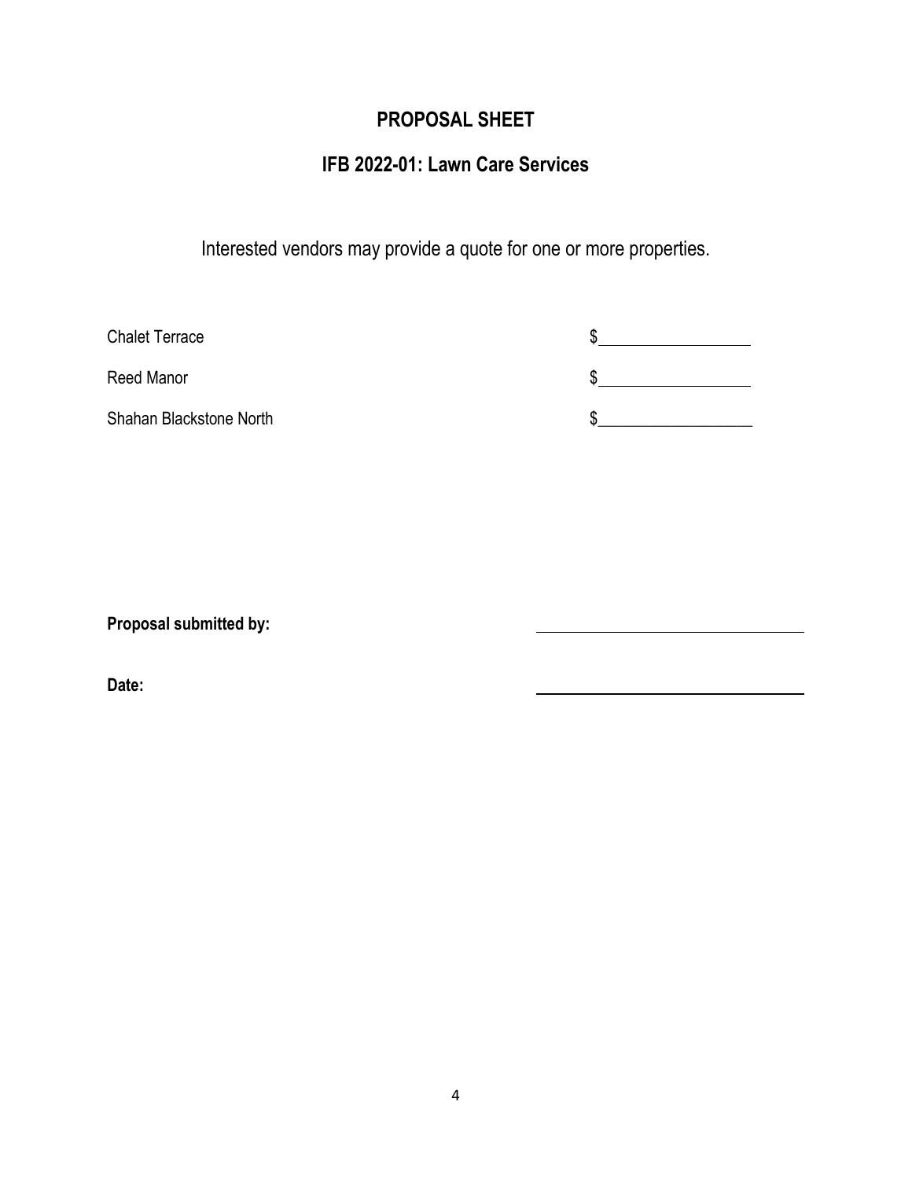# PROPOSAL SHEET

## IFB 2022-01: Lawn Care Services

Interested vendors may provide a quote for one or more properties.

Chalet Terrace $__________________

Reed Manor $__________________

Shahan Blackstone North $__________________

**Proposal submitted by:** ______________________________

**Date:** ______________________________